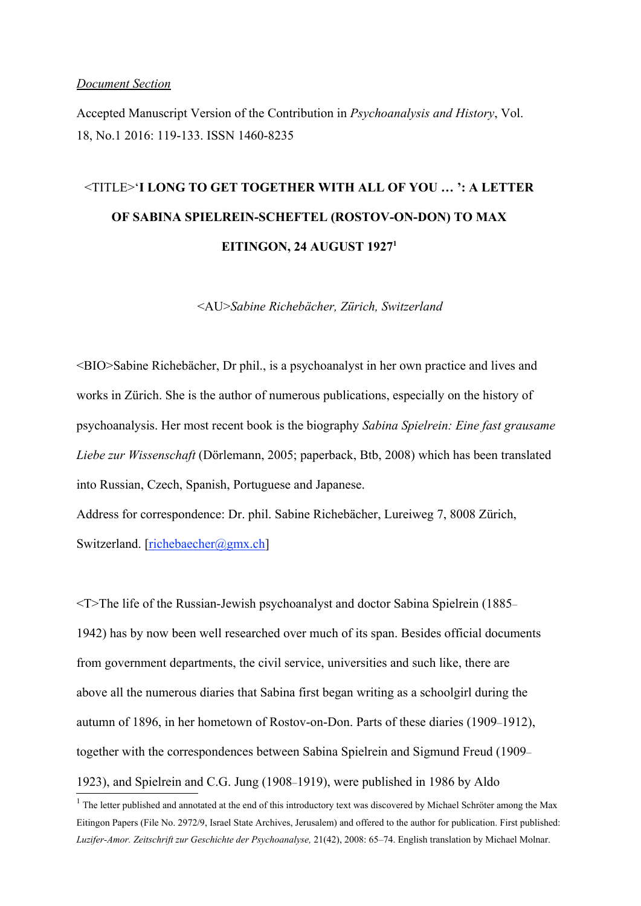*Document Section*

Accepted Manuscript Version of the Contribution in *Psychoanalysis and History*, Vol. 18, No.1 2016: 119-133. ISSN 1460-8235

# <TITLE>'I LONG TO GET TOGETHER WITH ALL OF YOU … ': A LETTER OF SABINA SPIELREIN-SCHEFTEL (ROSTOV-ON-DON) TO MAX EITINGON, 24 AUGUST 1927[1]

<AU>*Sabine Richebächer, Zürich, Switzerland*

<BIO>Sabine Richebächer, Dr phil., is a psychoanalyst in her own practice and lives and works in Zürich. She is the author of numerous publications, especially on the history of psychoanalysis. Her most recent book is the biography *Sabina Spielrein: Eine fast grausame Liebe zur Wissenschaft* (Dörlemann, 2005; paperback, Btb, 2008) which has been translated into Russian, Czech, Spanish, Portuguese and Japanese.

Address for correspondence: Dr. phil. Sabine Richebächer, Lureiweg 7, 8008 Zürich, Switzerland. [richebaecher@gmx.ch]

<T>The life of the Russian-Jewish psychoanalyst and doctor Sabina Spielrein (1885–1942) has by now been well researched over much of its span. Besides official documents from government departments, the civil service, universities and such like, there are above all the numerous diaries that Sabina first began writing as a schoolgirl during the autumn of 1896, in her hometown of Rostov-on-Don. Parts of these diaries (1909–1912), together with the correspondences between Sabina Spielrein and Sigmund Freud (1909–1923), and Spielrein and C.G. Jung (1908–1919), were published in 1986 by Aldo

[1] The letter published and annotated at the end of this introductory text was discovered by Michael Schröter among the Max Eitingon Papers (File No. 2972/9, Israel State Archives, Jerusalem) and offered to the author for publication. First published: *Luzifer-Amor. Zeitschrift zur Geschichte der Psychoanalyse,* 21(42), 2008: 65–74. English translation by Michael Molnar.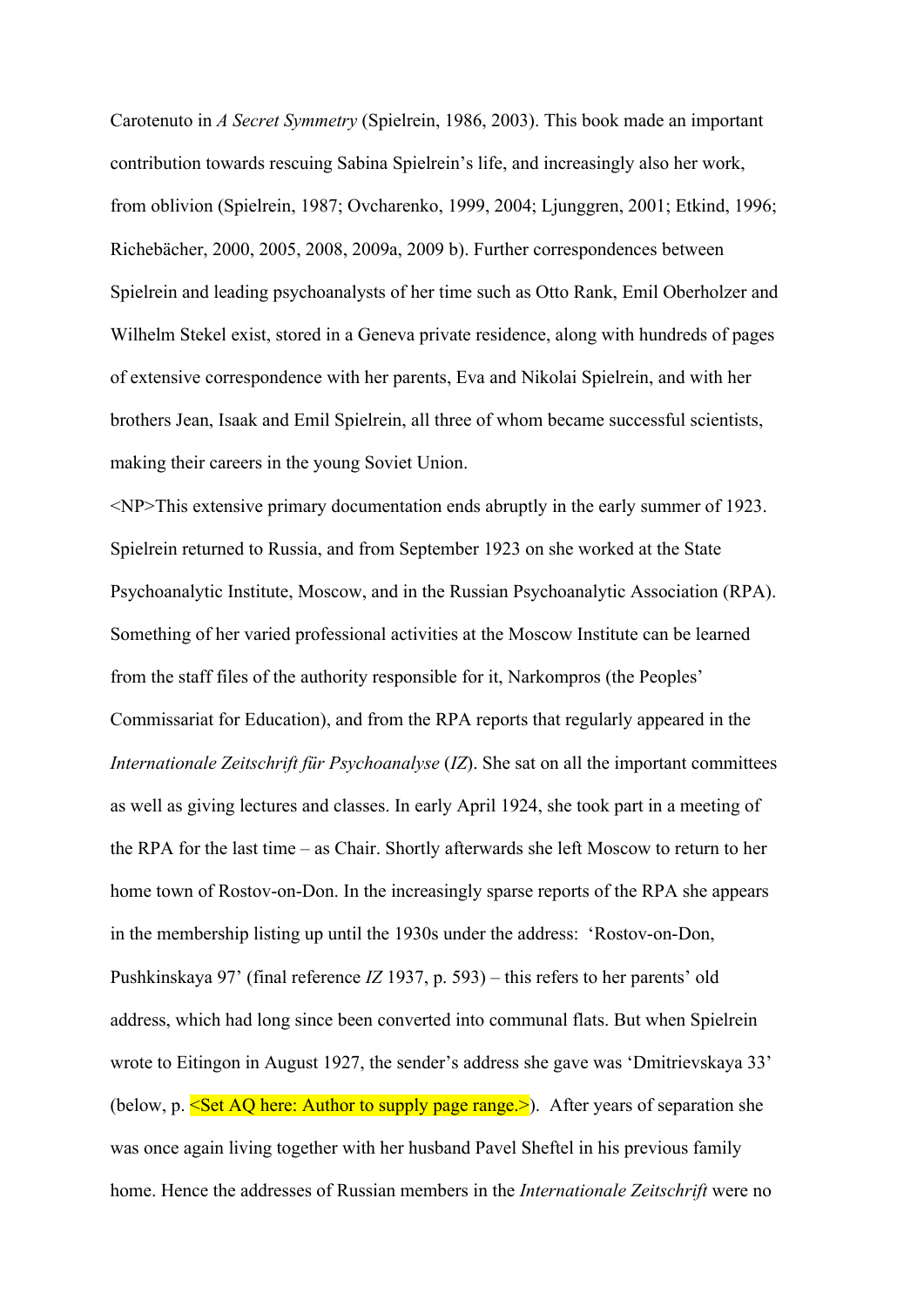Carotenuto in *A Secret Symmetry* (Spielrein, 1986, 2003). This book made an important contribution towards rescuing Sabina Spielrein's life, and increasingly also her work, from oblivion (Spielrein, 1987; Ovcharenko, 1999, 2004; Ljunggren, 2001; Etkind, 1996; Richebächer, 2000, 2005, 2008, 2009a, 2009 b). Further correspondences between Spielrein and leading psychoanalysts of her time such as Otto Rank, Emil Oberholzer and Wilhelm Stekel exist, stored in a Geneva private residence, along with hundreds of pages of extensive correspondence with her parents, Eva and Nikolai Spielrein, and with her brothers Jean, Isaak and Emil Spielrein, all three of whom became successful scientists, making their careers in the young Soviet Union.

<NP>This extensive primary documentation ends abruptly in the early summer of 1923. Spielrein returned to Russia, and from September 1923 on she worked at the State Psychoanalytic Institute, Moscow, and in the Russian Psychoanalytic Association (RPA). Something of her varied professional activities at the Moscow Institute can be learned from the staff files of the authority responsible for it, Narkompros (the Peoples' Commissariat for Education), and from the RPA reports that regularly appeared in the *Internationale Zeitschrift für Psychoanalyse* (*IZ*). She sat on all the important committees as well as giving lectures and classes. In early April 1924, she took part in a meeting of the RPA for the last time – as Chair. Shortly afterwards she left Moscow to return to her home town of Rostov-on-Don. In the increasingly sparse reports of the RPA she appears in the membership listing up until the 1930s under the address: 'Rostov-on-Don, Pushkinskaya 97' (final reference *IZ* 1937, p. 593) – this refers to her parents' old address, which had long since been converted into communal flats. But when Spielrein wrote to Eitingon in August 1927, the sender's address she gave was 'Dmitrievskaya 33' (below, p. <Set AQ here: Author to supply page range.>). After years of separation she was once again living together with her husband Pavel Sheftel in his previous family home. Hence the addresses of Russian members in the *Internationale Zeitschrift* were no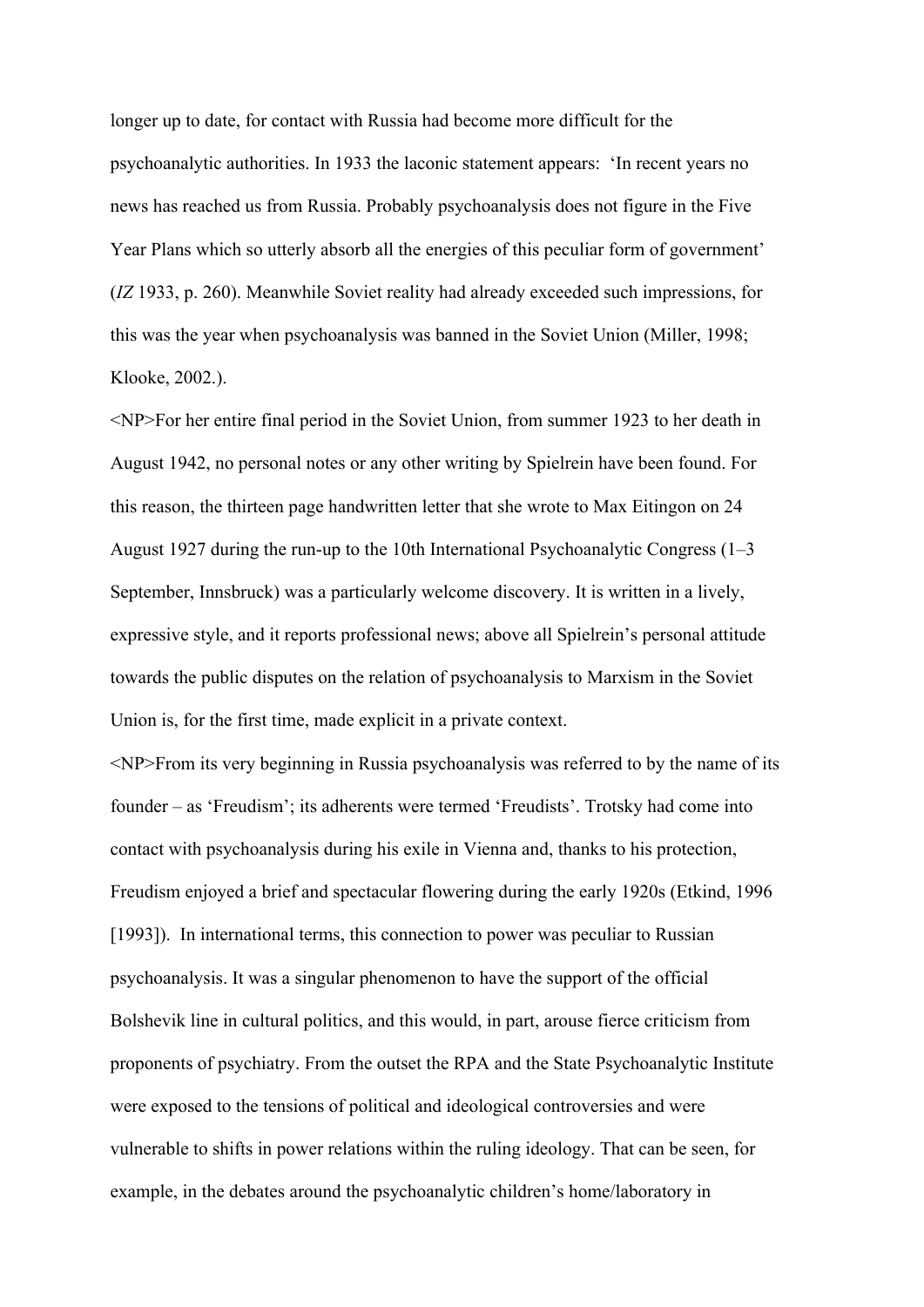longer up to date, for contact with Russia had become more difficult for the psychoanalytic authorities. In 1933 the laconic statement appears: 'In recent years no news has reached us from Russia. Probably psychoanalysis does not figure in the Five Year Plans which so utterly absorb all the energies of this peculiar form of government' (*IZ* 1933, p. 260). Meanwhile Soviet reality had already exceeded such impressions, for this was the year when psychoanalysis was banned in the Soviet Union (Miller, 1998; Klooke, 2002.).

<NP>For her entire final period in the Soviet Union, from summer 1923 to her death in August 1942, no personal notes or any other writing by Spielrein have been found. For this reason, the thirteen page handwritten letter that she wrote to Max Eitingon on 24 August 1927 during the run-up to the 10th International Psychoanalytic Congress (1–3 September, Innsbruck) was a particularly welcome discovery. It is written in a lively, expressive style, and it reports professional news; above all Spielrein's personal attitude towards the public disputes on the relation of psychoanalysis to Marxism in the Soviet Union is, for the first time, made explicit in a private context.

<NP>From its very beginning in Russia psychoanalysis was referred to by the name of its founder – as 'Freudism'; its adherents were termed 'Freudists'. Trotsky had come into contact with psychoanalysis during his exile in Vienna and, thanks to his protection, Freudism enjoyed a brief and spectacular flowering during the early 1920s (Etkind, 1996 [1993]). In international terms, this connection to power was peculiar to Russian psychoanalysis. It was a singular phenomenon to have the support of the official Bolshevik line in cultural politics, and this would, in part, arouse fierce criticism from proponents of psychiatry. From the outset the RPA and the State Psychoanalytic Institute were exposed to the tensions of political and ideological controversies and were vulnerable to shifts in power relations within the ruling ideology. That can be seen, for example, in the debates around the psychoanalytic children's home/laboratory in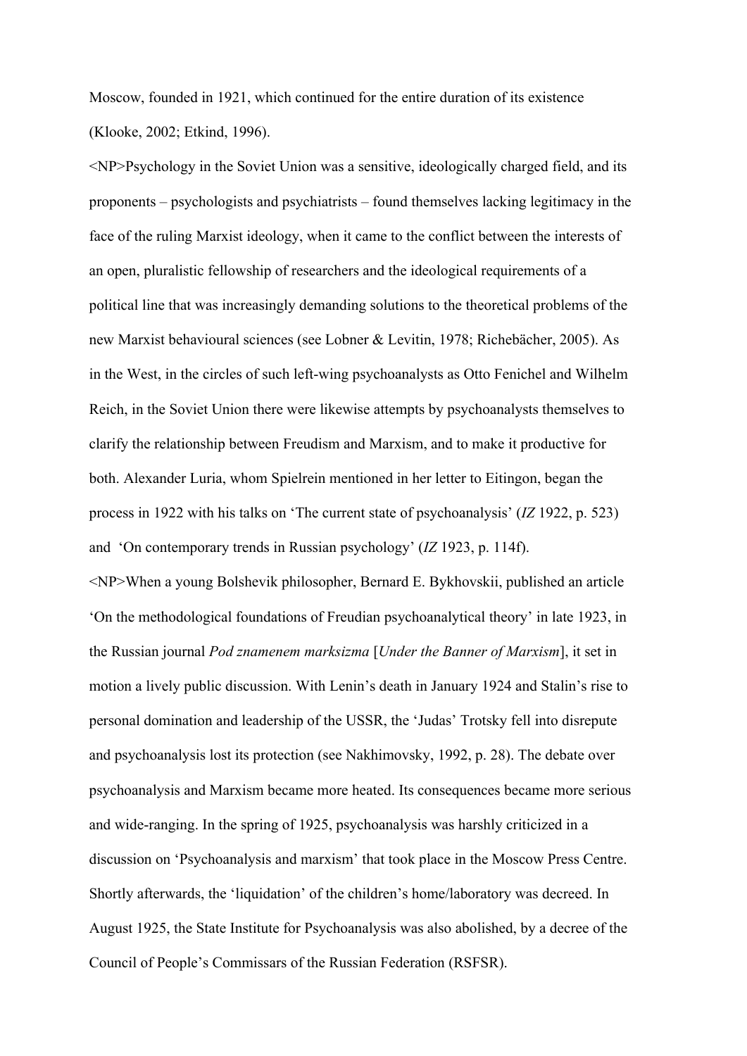Moscow, founded in 1921, which continued for the entire duration of its existence (Klooke, 2002; Etkind, 1996).

<NP>Psychology in the Soviet Union was a sensitive, ideologically charged field, and its proponents – psychologists and psychiatrists – found themselves lacking legitimacy in the face of the ruling Marxist ideology, when it came to the conflict between the interests of an open, pluralistic fellowship of researchers and the ideological requirements of a political line that was increasingly demanding solutions to the theoretical problems of the new Marxist behavioural sciences (see Lobner & Levitin, 1978; Richebächer, 2005). As in the West, in the circles of such left-wing psychoanalysts as Otto Fenichel and Wilhelm Reich, in the Soviet Union there were likewise attempts by psychoanalysts themselves to clarify the relationship between Freudism and Marxism, and to make it productive for both. Alexander Luria, whom Spielrein mentioned in her letter to Eitingon, began the process in 1922 with his talks on 'The current state of psychoanalysis' (*IZ* 1922, p. 523) and 'On contemporary trends in Russian psychology' (*IZ* 1923, p. 114f).

<NP>When a young Bolshevik philosopher, Bernard E. Bykhovskii, published an article 'On the methodological foundations of Freudian psychoanalytical theory' in late 1923, in the Russian journal *Pod znamenem marksizma* [*Under the Banner of Marxism*], it set in motion a lively public discussion. With Lenin's death in January 1924 and Stalin's rise to personal domination and leadership of the USSR, the 'Judas' Trotsky fell into disrepute and psychoanalysis lost its protection (see Nakhimovsky, 1992, p. 28). The debate over psychoanalysis and Marxism became more heated. Its consequences became more serious and wide-ranging. In the spring of 1925, psychoanalysis was harshly criticized in a discussion on 'Psychoanalysis and marxism' that took place in the Moscow Press Centre. Shortly afterwards, the 'liquidation' of the children's home/laboratory was decreed. In August 1925, the State Institute for Psychoanalysis was also abolished, by a decree of the Council of People's Commissars of the Russian Federation (RSFSR).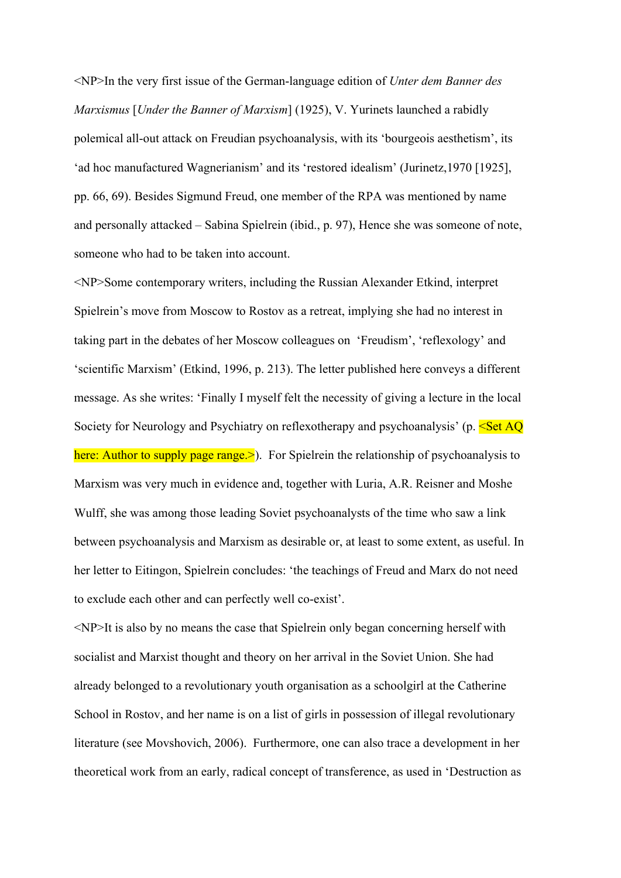<NP>In the very first issue of the German-language edition of *Unter dem Banner des Marxismus* [*Under the Banner of Marxism*] (1925), V. Yurinets launched a rabidly polemical all-out attack on Freudian psychoanalysis, with its 'bourgeois aesthetism', its 'ad hoc manufactured Wagnerianism' and its 'restored idealism' (Jurinetz,1970 [1925], pp. 66, 69). Besides Sigmund Freud, one member of the RPA was mentioned by name and personally attacked – Sabina Spielrein (ibid., p. 97), Hence she was someone of note, someone who had to be taken into account.

<NP>Some contemporary writers, including the Russian Alexander Etkind, interpret Spielrein's move from Moscow to Rostov as a retreat, implying she had no interest in taking part in the debates of her Moscow colleagues on 'Freudism', 'reflexology' and 'scientific Marxism' (Etkind, 1996, p. 213). The letter published here conveys a different message. As she writes: 'Finally I myself felt the necessity of giving a lecture in the local Society for Neurology and Psychiatry on reflexotherapy and psychoanalysis' (p. <Set AQ here: Author to supply page range.>). For Spielrein the relationship of psychoanalysis to Marxism was very much in evidence and, together with Luria, A.R. Reisner and Moshe Wulff, she was among those leading Soviet psychoanalysts of the time who saw a link between psychoanalysis and Marxism as desirable or, at least to some extent, as useful. In her letter to Eitingon, Spielrein concludes: 'the teachings of Freud and Marx do not need to exclude each other and can perfectly well co-exist'.

<NP>It is also by no means the case that Spielrein only began concerning herself with socialist and Marxist thought and theory on her arrival in the Soviet Union. She had already belonged to a revolutionary youth organisation as a schoolgirl at the Catherine School in Rostov, and her name is on a list of girls in possession of illegal revolutionary literature (see Movshovich, 2006). Furthermore, one can also trace a development in her theoretical work from an early, radical concept of transference, as used in 'Destruction as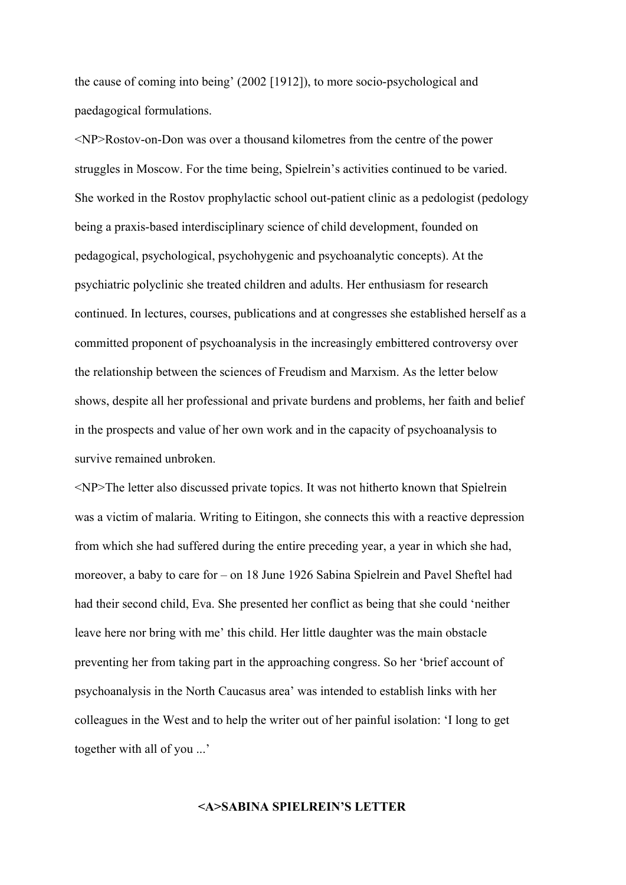the cause of coming into being' (2002 [1912]), to more socio-psychological and paedagogical formulations.

<NP>Rostov-on-Don was over a thousand kilometres from the centre of the power struggles in Moscow. For the time being, Spielrein's activities continued to be varied. She worked in the Rostov prophylactic school out-patient clinic as a pedologist (pedology being a praxis-based interdisciplinary science of child development, founded on pedagogical, psychological, psychohygenic and psychoanalytic concepts). At the psychiatric polyclinic she treated children and adults. Her enthusiasm for research continued. In lectures, courses, publications and at congresses she established herself as a committed proponent of psychoanalysis in the increasingly embittered controversy over the relationship between the sciences of Freudism and Marxism. As the letter below shows, despite all her professional and private burdens and problems, her faith and belief in the prospects and value of her own work and in the capacity of psychoanalysis to survive remained unbroken.

<NP>The letter also discussed private topics. It was not hitherto known that Spielrein was a victim of malaria. Writing to Eitingon, she connects this with a reactive depression from which she had suffered during the entire preceding year, a year in which she had, moreover, a baby to care for – on 18 June 1926 Sabina Spielrein and Pavel Sheftel had had their second child, Eva. She presented her conflict as being that she could 'neither leave here nor bring with me' this child. Her little daughter was the main obstacle preventing her from taking part in the approaching congress. So her 'brief account of psychoanalysis in the North Caucasus area' was intended to establish links with her colleagues in the West and to help the writer out of her painful isolation: 'I long to get together with all of you ...'

**<A>SABINA SPIELREIN'S LETTER**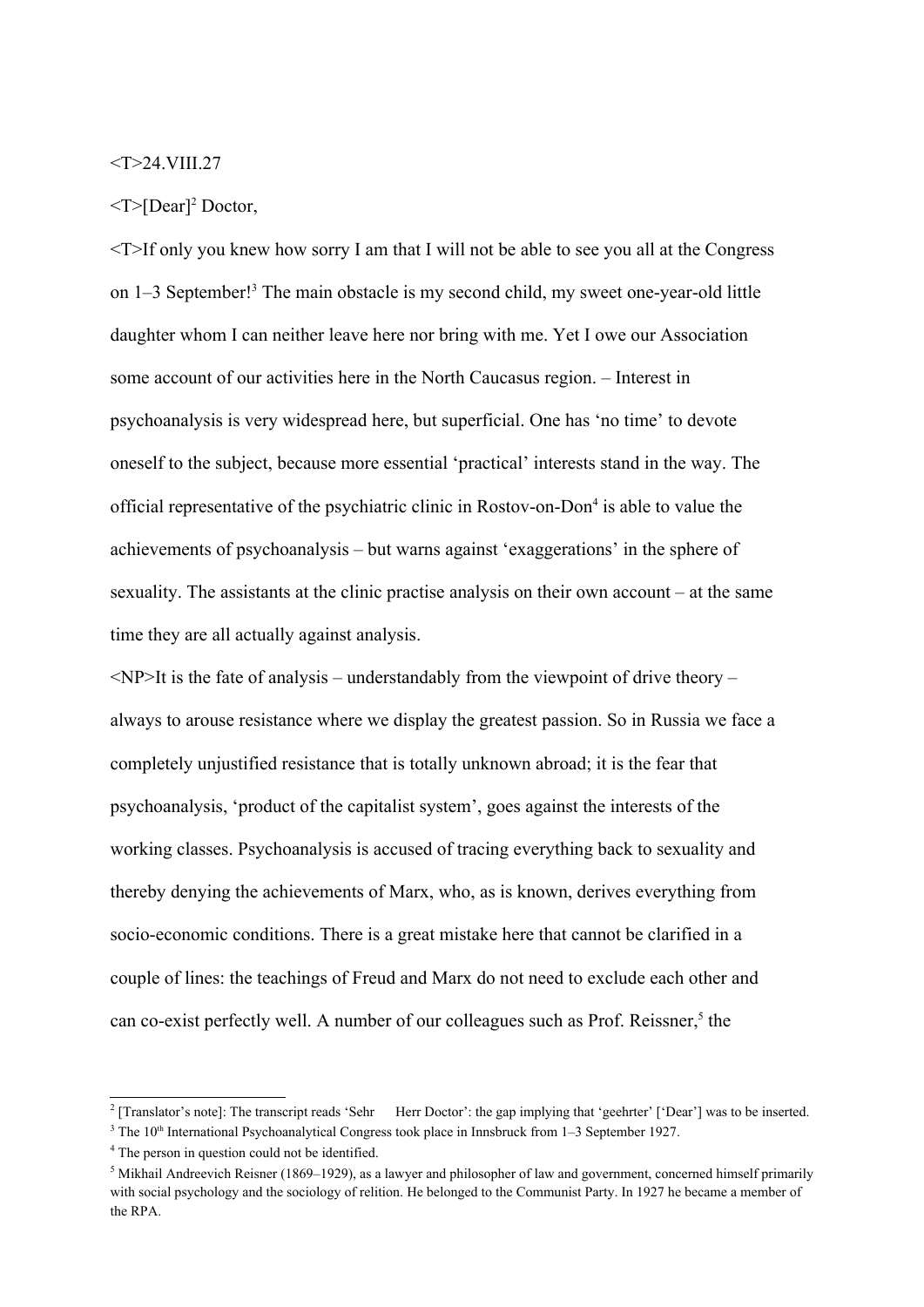<T>24.VIII.27

<T>[Dear][2] Doctor,

<T>If only you knew how sorry I am that I will not be able to see you all at the Congress on 1–3 September![3] The main obstacle is my second child, my sweet one-year-old little daughter whom I can neither leave here nor bring with me. Yet I owe our Association some account of our activities here in the North Caucasus region. – Interest in psychoanalysis is very widespread here, but superficial. One has 'no time' to devote oneself to the subject, because more essential 'practical' interests stand in the way. The official representative of the psychiatric clinic in Rostov-on-Don[4] is able to value the achievements of psychoanalysis – but warns against 'exaggerations' in the sphere of sexuality. The assistants at the clinic practise analysis on their own account – at the same time they are all actually against analysis.

<NP>It is the fate of analysis – understandably from the viewpoint of drive theory – always to arouse resistance where we display the greatest passion. So in Russia we face a completely unjustified resistance that is totally unknown abroad; it is the fear that psychoanalysis, 'product of the capitalist system', goes against the interests of the working classes. Psychoanalysis is accused of tracing everything back to sexuality and thereby denying the achievements of Marx, who, as is known, derives everything from socio-economic conditions. There is a great mistake here that cannot be clarified in a couple of lines: the teachings of Freud and Marx do not need to exclude each other and can co-exist perfectly well. A number of our colleagues such as Prof. Reissner,[5] the

---

[2] [Translator's note]: The transcript reads 'Sehr Herr Doctor': the gap implying that 'geehrter' ['Dear'] was to be inserted.

[3] The 10th International Psychoanalytical Congress took place in Innsbruck from 1–3 September 1927.

[4] The person in question could not be identified.

[5] Mikhail Andreevich Reisner (1869–1929), as a lawyer and philosopher of law and government, concerned himself primarily with social psychology and the sociology of relition. He belonged to the Communist Party. In 1927 he became a member of the RPA.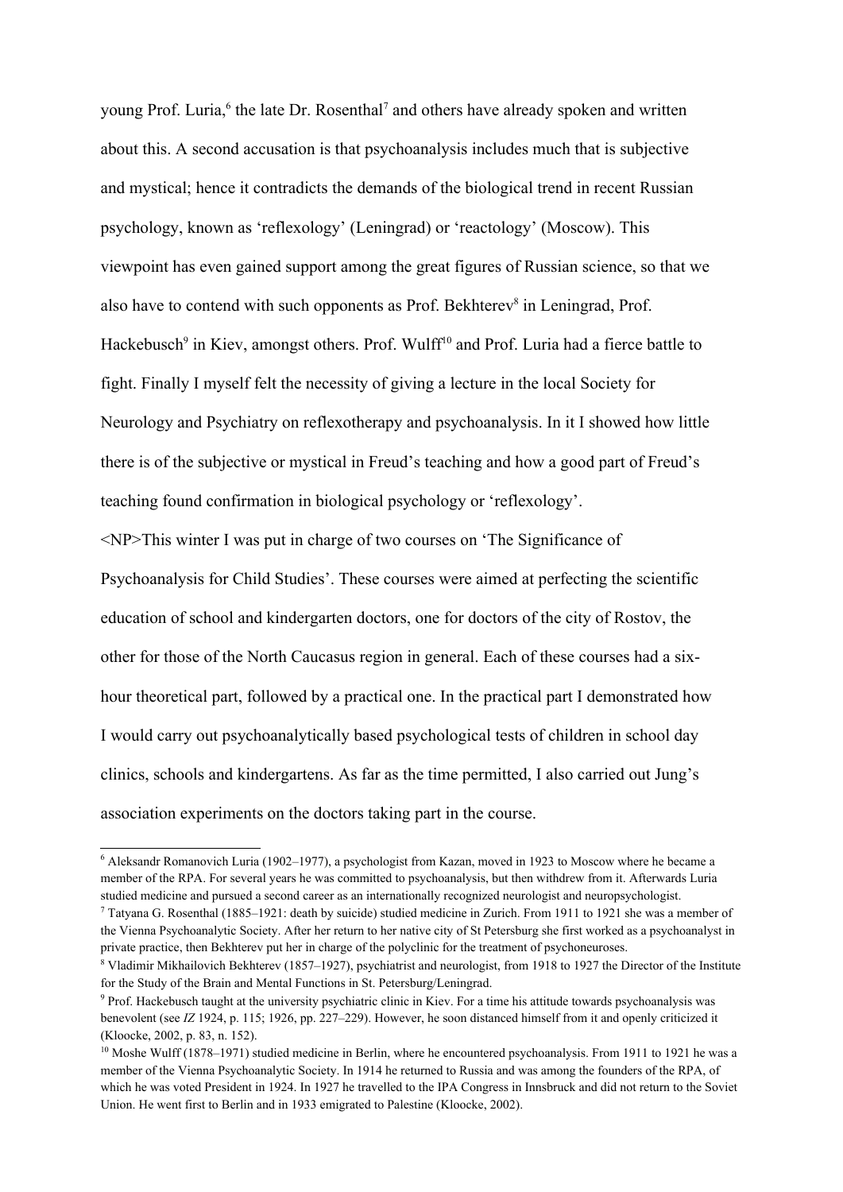young Prof. Luria,[6] the late Dr. Rosenthal[7] and others have already spoken and written about this. A second accusation is that psychoanalysis includes much that is subjective and mystical; hence it contradicts the demands of the biological trend in recent Russian psychology, known as 'reflexology' (Leningrad) or 'reactology' (Moscow). This viewpoint has even gained support among the great figures of Russian science, so that we also have to contend with such opponents as Prof. Bekhterev[8] in Leningrad, Prof. Hackebusch[9] in Kiev, amongst others. Prof. Wulff[10] and Prof. Luria had a fierce battle to fight. Finally I myself felt the necessity of giving a lecture in the local Society for Neurology and Psychiatry on reflexotherapy and psychoanalysis. In it I showed how little there is of the subjective or mystical in Freud's teaching and how a good part of Freud's teaching found confirmation in biological psychology or 'reflexology'.

<NP>This winter I was put in charge of two courses on 'The Significance of Psychoanalysis for Child Studies'. These courses were aimed at perfecting the scientific education of school and kindergarten doctors, one for doctors of the city of Rostov, the other for those of the North Caucasus region in general. Each of these courses had a six-hour theoretical part, followed by a practical one. In the practical part I demonstrated how I would carry out psychoanalytically based psychological tests of children in school day clinics, schools and kindergartens. As far as the time permitted, I also carried out Jung's association experiments on the doctors taking part in the course.

---

[6] Aleksandr Romanovich Luria (1902–1977), a psychologist from Kazan, moved in 1923 to Moscow where he became a member of the RPA. For several years he was committed to psychoanalysis, but then withdrew from it. Afterwards Luria studied medicine and pursued a second career as an internationally recognized neurologist and neuropsychologist.

[7] Tatyana G. Rosenthal (1885–1921: death by suicide) studied medicine in Zurich. From 1911 to 1921 she was a member of the Vienna Psychoanalytic Society. After her return to her native city of St Petersburg she first worked as a psychoanalyst in private practice, then Bekhterev put her in charge of the polyclinic for the treatment of psychoneuroses.

[8] Vladimir Mikhailovich Bekhterev (1857–1927), psychiatrist and neurologist, from 1918 to 1927 the Director of the Institute for the Study of the Brain and Mental Functions in St. Petersburg/Leningrad.

[9] Prof. Hackebusch taught at the university psychiatric clinic in Kiev. For a time his attitude towards psychoanalysis was benevolent (see *IZ* 1924, p. 115; 1926, pp. 227–229). However, he soon distanced himself from it and openly criticized it (Kloocke, 2002, p. 83, n. 152).

[10] Moshe Wulff (1878–1971) studied medicine in Berlin, where he encountered psychoanalysis. From 1911 to 1921 he was a member of the Vienna Psychoanalytic Society. In 1914 he returned to Russia and was among the founders of the RPA, of which he was voted President in 1924. In 1927 he travelled to the IPA Congress in Innsbruck and did not return to the Soviet Union. He went first to Berlin and in 1933 emigrated to Palestine (Kloocke, 2002).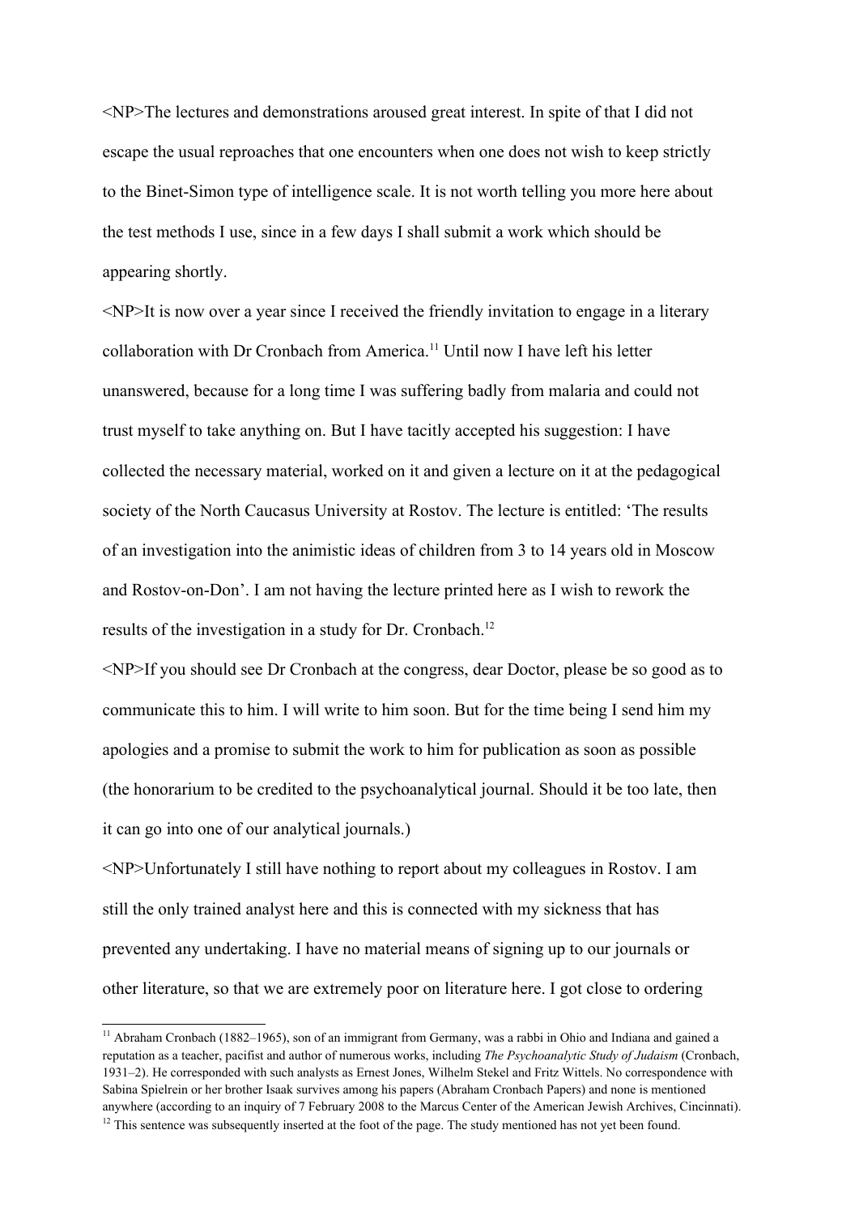<NP>The lectures and demonstrations aroused great interest. In spite of that I did not escape the usual reproaches that one encounters when one does not wish to keep strictly to the Binet-Simon type of intelligence scale. It is not worth telling you more here about the test methods I use, since in a few days I shall submit a work which should be appearing shortly.

<NP>It is now over a year since I received the friendly invitation to engage in a literary collaboration with Dr Cronbach from America.[11] Until now I have left his letter unanswered, because for a long time I was suffering badly from malaria and could not trust myself to take anything on. But I have tacitly accepted his suggestion: I have collected the necessary material, worked on it and given a lecture on it at the pedagogical society of the North Caucasus University at Rostov. The lecture is entitled: 'The results of an investigation into the animistic ideas of children from 3 to 14 years old in Moscow and Rostov-on-Don'. I am not having the lecture printed here as I wish to rework the results of the investigation in a study for Dr. Cronbach.[12]

<NP>If you should see Dr Cronbach at the congress, dear Doctor, please be so good as to communicate this to him. I will write to him soon. But for the time being I send him my apologies and a promise to submit the work to him for publication as soon as possible (the honorarium to be credited to the psychoanalytical journal. Should it be too late, then it can go into one of our analytical journals.)

<NP>Unfortunately I still have nothing to report about my colleagues in Rostov. I am still the only trained analyst here and this is connected with my sickness that has prevented any undertaking. I have no material means of signing up to our journals or other literature, so that we are extremely poor on literature here. I got close to ordering

---

[11] Abraham Cronbach (1882–1965), son of an immigrant from Germany, was a rabbi in Ohio and Indiana and gained a reputation as a teacher, pacifist and author of numerous works, including *The Psychoanalytic Study of Judaism* (Cronbach, 1931–2). He corresponded with such analysts as Ernest Jones, Wilhelm Stekel and Fritz Wittels. No correspondence with Sabina Spielrein or her brother Isaak survives among his papers (Abraham Cronbach Papers) and none is mentioned anywhere (according to an inquiry of 7 February 2008 to the Marcus Center of the American Jewish Archives, Cincinnati).

[12] This sentence was subsequently inserted at the foot of the page. The study mentioned has not yet been found.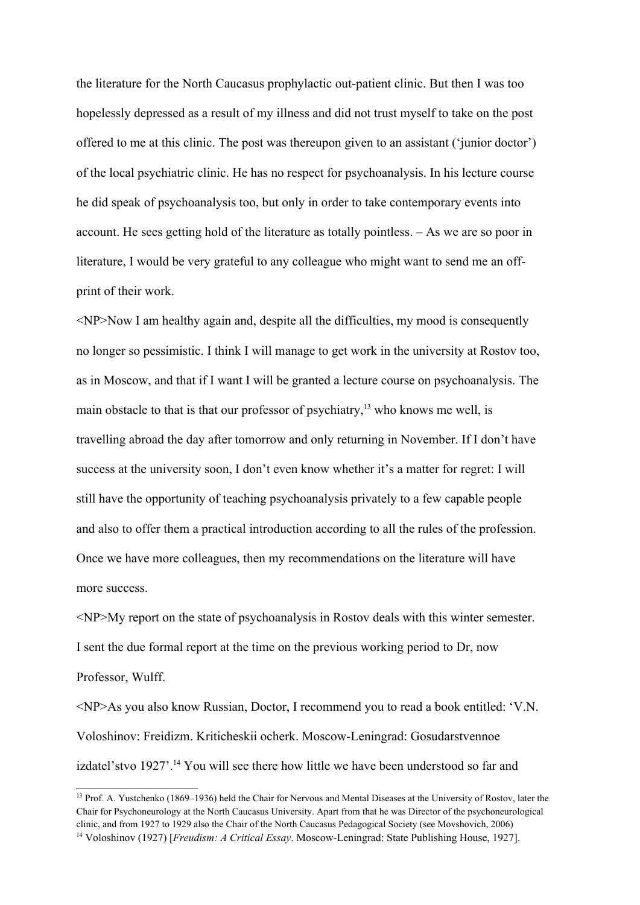the literature for the North Caucasus prophylactic out-patient clinic. But then I was too hopelessly depressed as a result of my illness and did not trust myself to take on the post offered to me at this clinic. The post was thereupon given to an assistant ('junior doctor') of the local psychiatric clinic. He has no respect for psychoanalysis. In his lecture course he did speak of psychoanalysis too, but only in order to take contemporary events into account. He sees getting hold of the literature as totally pointless. – As we are so poor in literature, I would be very grateful to any colleague who might want to send me an off-print of their work.

<NP>Now I am healthy again and, despite all the difficulties, my mood is consequently no longer so pessimistic. I think I will manage to get work in the university at Rostov too, as in Moscow, and that if I want I will be granted a lecture course on psychoanalysis. The main obstacle to that is that our professor of psychiatry,[13] who knows me well, is travelling abroad the day after tomorrow and only returning in November. If I don't have success at the university soon, I don't even know whether it's a matter for regret: I will still have the opportunity of teaching psychoanalysis privately to a few capable people and also to offer them a practical introduction according to all the rules of the profession. Once we have more colleagues, then my recommendations on the literature will have more success.

<NP>My report on the state of psychoanalysis in Rostov deals with this winter semester. I sent the due formal report at the time on the previous working period to Dr, now Professor, Wulff.

<NP>As you also know Russian, Doctor, I recommend you to read a book entitled: 'V.N. Voloshinov: Freidizm. Kriticheskii ocherk. Moscow-Leningrad: Gosudarstvennoe izdatel'stvo 1927'.[14] You will see there how little we have been understood so far and

[13] Prof. A. Yustchenko (1869–1936) held the Chair for Nervous and Mental Diseases at the University of Rostov, later the Chair for Psychoneurology at the North Caucasus University. Apart from that he was Director of the psychoneurological clinic, and from 1927 to 1929 also the Chair of the North Caucasus Pedagogical Society (see Movshovich, 2006)

[14] Voloshinov (1927) [*Freudism: A Critical Essay*. Moscow-Leningrad: State Publishing House, 1927].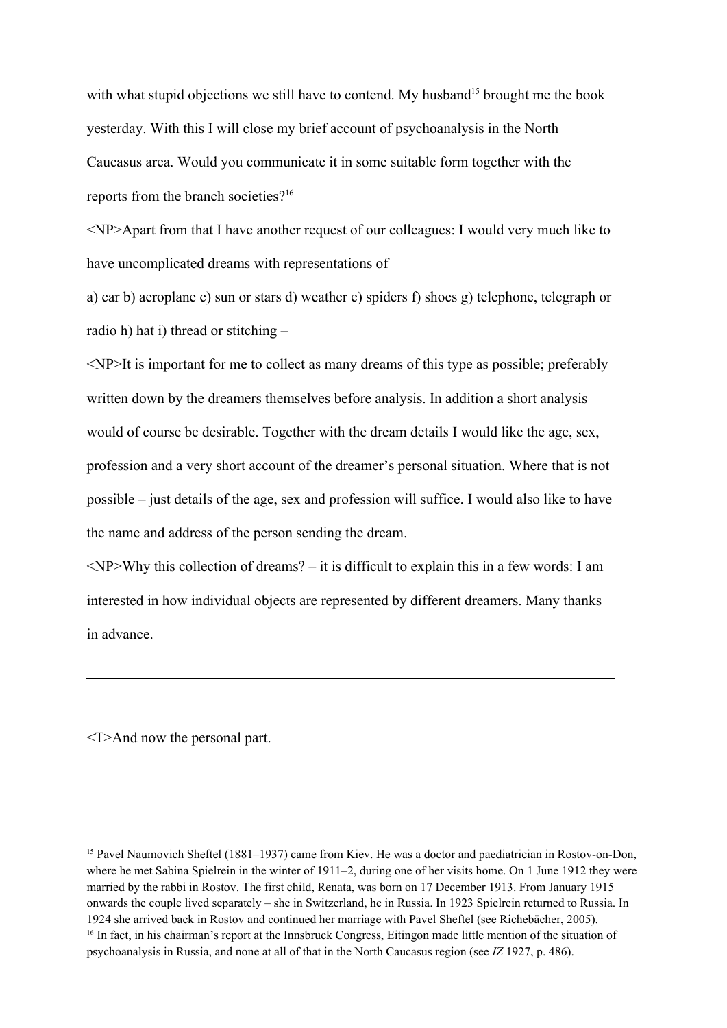with what stupid objections we still have to contend. My husband[15] brought me the book yesterday. With this I will close my brief account of psychoanalysis in the North Caucasus area. Would you communicate it in some suitable form together with the reports from the branch societies?[16]

<NP>Apart from that I have another request of our colleagues: I would very much like to have uncomplicated dreams with representations of

a) car b) aeroplane c) sun or stars d) weather e) spiders f) shoes g) telephone, telegraph or radio h) hat i) thread or stitching –

<NP>It is important for me to collect as many dreams of this type as possible; preferably written down by the dreamers themselves before analysis. In addition a short analysis would of course be desirable. Together with the dream details I would like the age, sex, profession and a very short account of the dreamer's personal situation. Where that is not possible – just details of the age, sex and profession will suffice. I would also like to have the name and address of the person sending the dream.

<NP>Why this collection of dreams? – it is difficult to explain this in a few words: I am interested in how individual objects are represented by different dreamers. Many thanks in advance.

---

<T>And now the personal part.

---

[15] Pavel Naumovich Sheftel (1881–1937) came from Kiev. He was a doctor and paediatrician in Rostov-on-Don, where he met Sabina Spielrein in the winter of 1911–2, during one of her visits home. On 1 June 1912 they were married by the rabbi in Rostov. The first child, Renata, was born on 17 December 1913. From January 1915 onwards the couple lived separately – she in Switzerland, he in Russia. In 1923 Spielrein returned to Russia. In 1924 she arrived back in Rostov and continued her marriage with Pavel Sheftel (see Richebächer, 2005).

[16] In fact, in his chairman's report at the Innsbruck Congress, Eitingon made little mention of the situation of psychoanalysis in Russia, and none at all of that in the North Caucasus region (see *IZ* 1927, p. 486).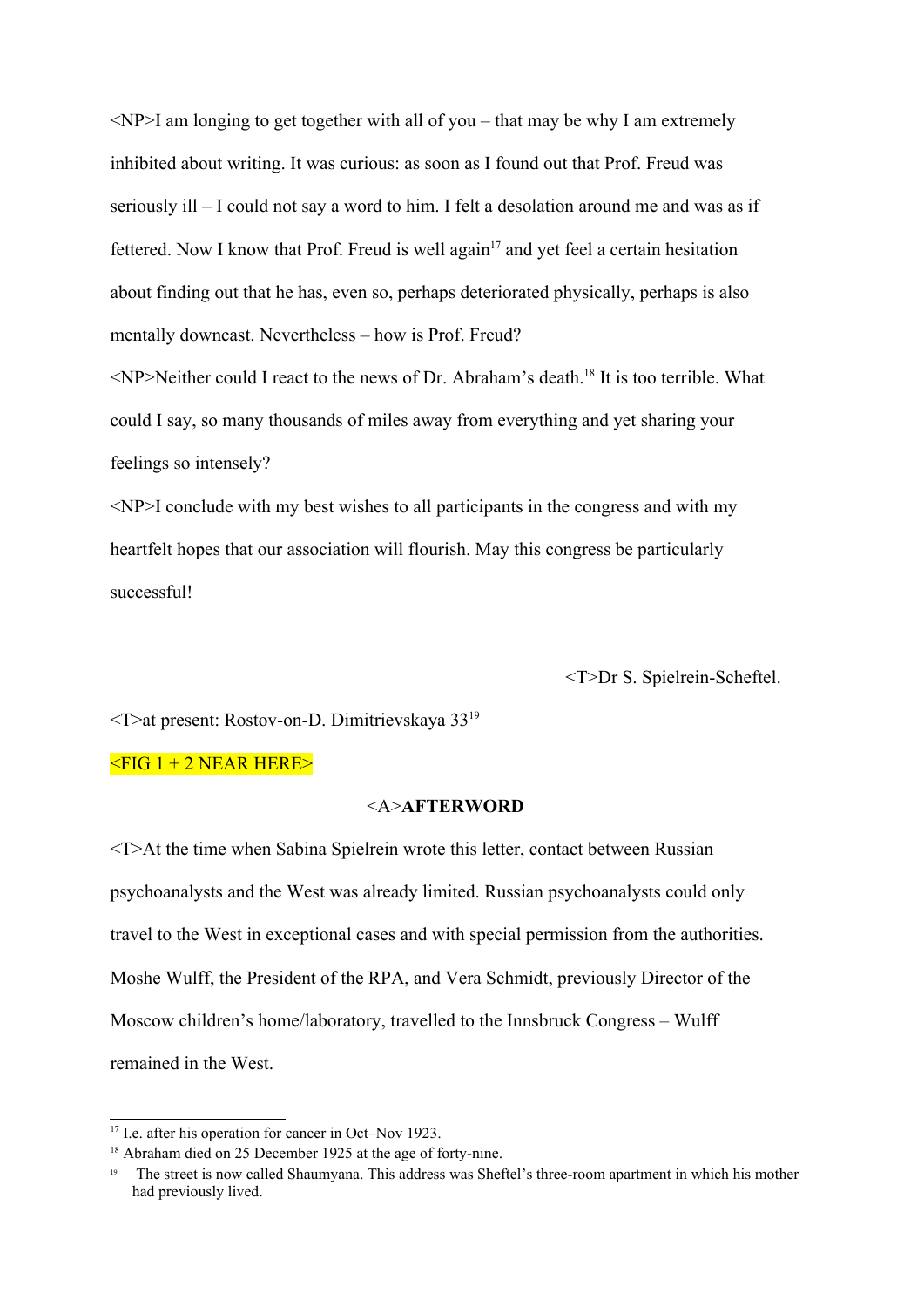<NP>I am longing to get together with all of you – that may be why I am extremely inhibited about writing. It was curious: as soon as I found out that Prof. Freud was seriously ill – I could not say a word to him. I felt a desolation around me and was as if fettered. Now I know that Prof. Freud is well again[17] and yet feel a certain hesitation about finding out that he has, even so, perhaps deteriorated physically, perhaps is also mentally downcast. Nevertheless – how is Prof. Freud?

<NP>Neither could I react to the news of Dr. Abraham's death.[18] It is too terrible. What could I say, so many thousands of miles away from everything and yet sharing your feelings so intensely?

<NP>I conclude with my best wishes to all participants in the congress and with my heartfelt hopes that our association will flourish. May this congress be particularly successful!

<T>Dr S. Spielrein-Scheftel.

<T>at present: Rostov-on-D. Dimitrievskaya 33[19]

<FIG 1 + 2 NEAR HERE>

## <A>AFTERWORD

<T>At the time when Sabina Spielrein wrote this letter, contact between Russian psychoanalysts and the West was already limited. Russian psychoanalysts could only travel to the West in exceptional cases and with special permission from the authorities. Moshe Wulff, the President of the RPA, and Vera Schmidt, previously Director of the Moscow children's home/laboratory, travelled to the Innsbruck Congress – Wulff remained in the West.

---

[17] I.e. after his operation for cancer in Oct–Nov 1923.

[18] Abraham died on 25 December 1925 at the age of forty-nine.

[19] The street is now called Shaumyana. This address was Sheftel's three-room apartment in which his mother had previously lived.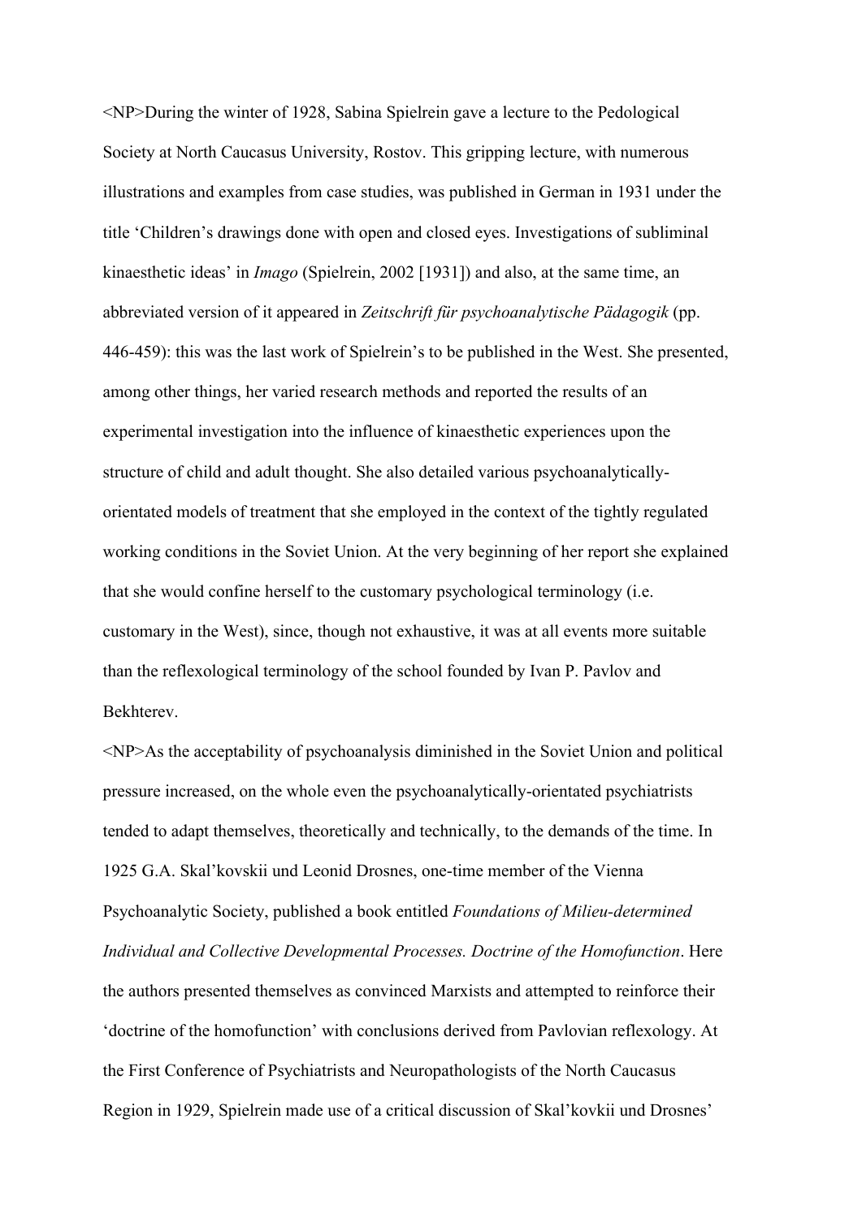<NP>During the winter of 1928, Sabina Spielrein gave a lecture to the Pedological Society at North Caucasus University, Rostov. This gripping lecture, with numerous illustrations and examples from case studies, was published in German in 1931 under the title 'Children's drawings done with open and closed eyes. Investigations of subliminal kinaesthetic ideas' in *Imago* (Spielrein, 2002 [1931]) and also, at the same time, an abbreviated version of it appeared in *Zeitschrift für psychoanalytische Pädagogik* (pp. 446-459): this was the last work of Spielrein's to be published in the West. She presented, among other things, her varied research methods and reported the results of an experimental investigation into the influence of kinaesthetic experiences upon the structure of child and adult thought. She also detailed various psychoanalytically-orientated models of treatment that she employed in the context of the tightly regulated working conditions in the Soviet Union. At the very beginning of her report she explained that she would confine herself to the customary psychological terminology (i.e. customary in the West), since, though not exhaustive, it was at all events more suitable than the reflexological terminology of the school founded by Ivan P. Pavlov and Bekhterev.

<NP>As the acceptability of psychoanalysis diminished in the Soviet Union and political pressure increased, on the whole even the psychoanalytically-orientated psychiatrists tended to adapt themselves, theoretically and technically, to the demands of the time. In 1925 G.A. Skal'kovskii und Leonid Drosnes, one-time member of the Vienna Psychoanalytic Society, published a book entitled *Foundations of Milieu-determined Individual and Collective Developmental Processes. Doctrine of the Homofunction*. Here the authors presented themselves as convinced Marxists and attempted to reinforce their 'doctrine of the homofunction' with conclusions derived from Pavlovian reflexology. At the First Conference of Psychiatrists and Neuropathologists of the North Caucasus Region in 1929, Spielrein made use of a critical discussion of Skal'kovkii und Drosnes'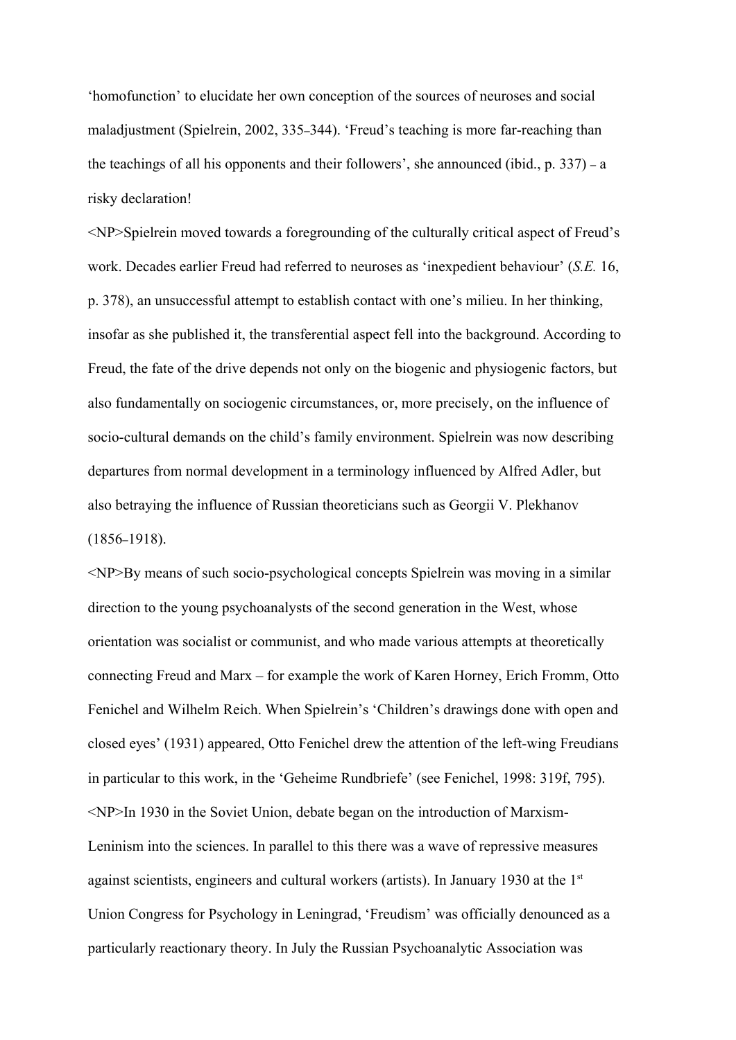'homofunction' to elucidate her own conception of the sources of neuroses and social maladjustment (Spielrein, 2002, 335–344). 'Freud's teaching is more far-reaching than the teachings of all his opponents and their followers', she announced (ibid., p. 337) – a risky declaration!

<NP>Spielrein moved towards a foregrounding of the culturally critical aspect of Freud's work. Decades earlier Freud had referred to neuroses as 'inexpedient behaviour' (*S.E.* 16, p. 378), an unsuccessful attempt to establish contact with one's milieu. In her thinking, insofar as she published it, the transferential aspect fell into the background. According to Freud, the fate of the drive depends not only on the biogenic and physiogenic factors, but also fundamentally on sociogenic circumstances, or, more precisely, on the influence of socio-cultural demands on the child's family environment. Spielrein was now describing departures from normal development in a terminology influenced by Alfred Adler, but also betraying the influence of Russian theoreticians such as Georgii V. Plekhanov (1856–1918).

<NP>By means of such socio-psychological concepts Spielrein was moving in a similar direction to the young psychoanalysts of the second generation in the West, whose orientation was socialist or communist, and who made various attempts at theoretically connecting Freud and Marx – for example the work of Karen Horney, Erich Fromm, Otto Fenichel and Wilhelm Reich. When Spielrein's 'Children's drawings done with open and closed eyes' (1931) appeared, Otto Fenichel drew the attention of the left-wing Freudians in particular to this work, in the 'Geheime Rundbriefe' (see Fenichel, 1998: 319f, 795).

<NP>In 1930 in the Soviet Union, debate began on the introduction of Marxism-Leninism into the sciences. In parallel to this there was a wave of repressive measures against scientists, engineers and cultural workers (artists). In January 1930 at the 1st Union Congress for Psychology in Leningrad, 'Freudism' was officially denounced as a particularly reactionary theory. In July the Russian Psychoanalytic Association was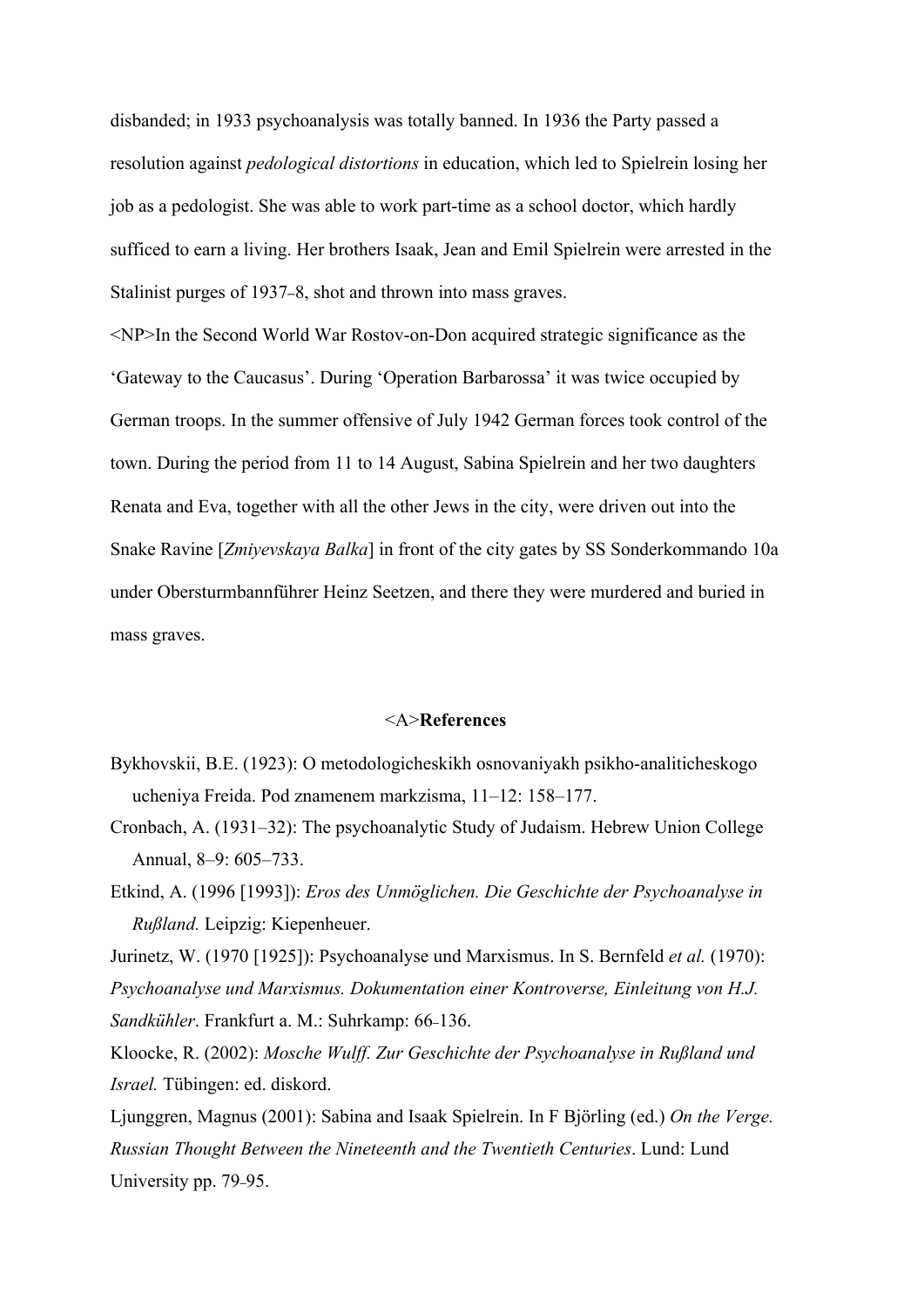disbanded; in 1933 psychoanalysis was totally banned. In 1936 the Party passed a resolution against *pedological distortions* in education, which led to Spielrein losing her job as a pedologist. She was able to work part-time as a school doctor, which hardly sufficed to earn a living. Her brothers Isaak, Jean and Emil Spielrein were arrested in the Stalinist purges of 1937–8, shot and thrown into mass graves.

<NP>In the Second World War Rostov-on-Don acquired strategic significance as the 'Gateway to the Caucasus'. During 'Operation Barbarossa' it was twice occupied by German troops. In the summer offensive of July 1942 German forces took control of the town. During the period from 11 to 14 August, Sabina Spielrein and her two daughters Renata and Eva, together with all the other Jews in the city, were driven out into the Snake Ravine [*Zmiyevskaya Balka*] in front of the city gates by SS Sonderkommando 10a under Obersturmbannführer Heinz Seetzen, and there they were murdered and buried in mass graves.

## <A>**References**

Bykhovskii, B.E. (1923): O metodologicheskikh osnovaniyakh psikho-analiticheskogo ucheniya Freida. Pod znamenem markzisma, 11–12: 158–177.

Cronbach, A. (1931–32): The psychoanalytic Study of Judaism. Hebrew Union College Annual, 8–9: 605–733.

Etkind, A. (1996 [1993]): *Eros des Unmöglichen. Die Geschichte der Psychoanalyse in Rußland.* Leipzig: Kiepenheuer.

Jurinetz, W. (1970 [1925]): Psychoanalyse und Marxismus. In S. Bernfeld *et al.* (1970): *Psychoanalyse und Marxismus. Dokumentation einer Kontroverse, Einleitung von H.J. Sandkühler*. Frankfurt a. M.: Suhrkamp: 66–136.

Kloocke, R. (2002): *Mosche Wulff. Zur Geschichte der Psychoanalyse in Rußland und Israel.* Tübingen: ed. diskord.

Ljunggren, Magnus (2001): Sabina and Isaak Spielrein. In F Björling (ed.) *On the Verge. Russian Thought Between the Nineteenth and the Twentieth Centuries*. Lund: Lund University pp. 79–95.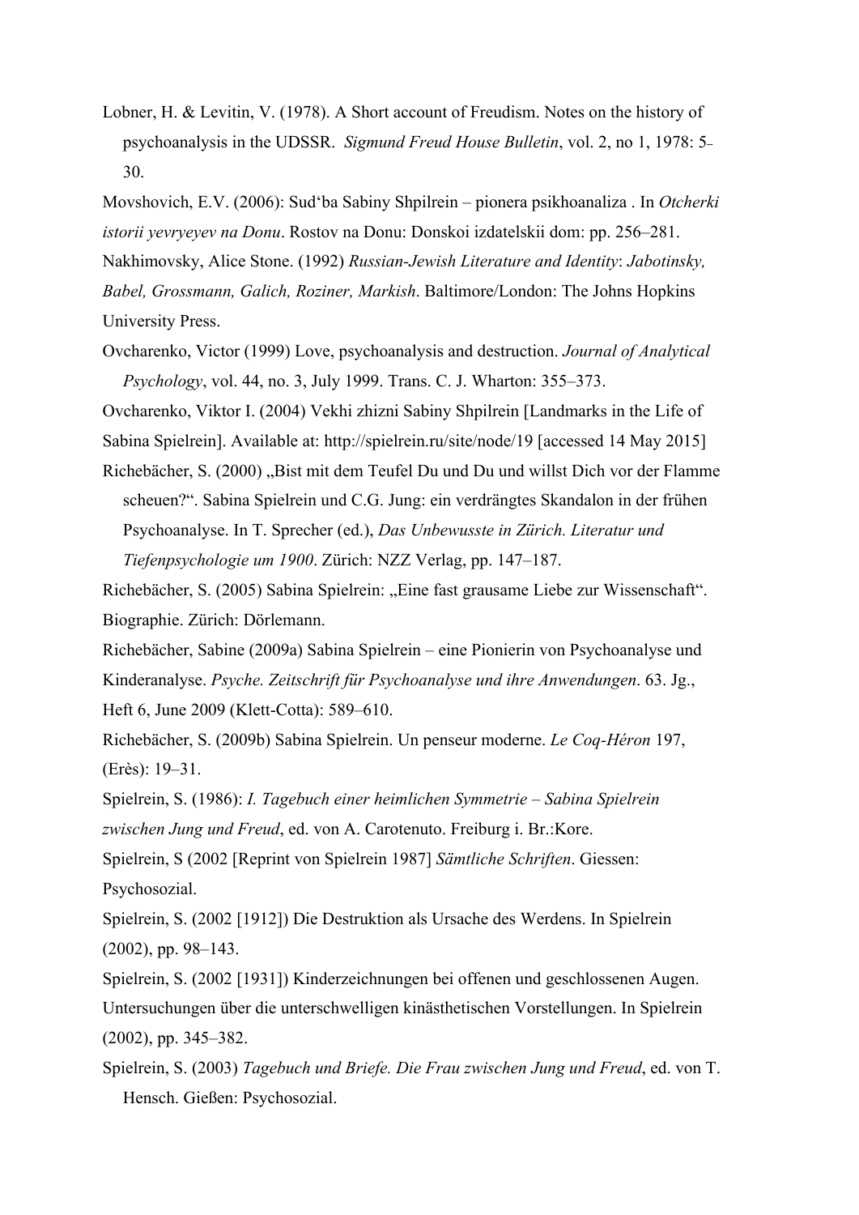Lobner, H. & Levitin, V. (1978). A Short account of Freudism. Notes on the history of psychoanalysis in the UDSSR. *Sigmund Freud House Bulletin*, vol. 2, no 1, 1978: 5-30.

Movshovich, E.V. (2006): Sud'ba Sabiny Shpilrein – pionera psikhoanaliza . In *Otcherki istorii yevryeyev na Donu*. Rostov na Donu: Donskoi izdatelskii dom: pp. 256–281.

Nakhimovsky, Alice Stone. (1992) *Russian-Jewish Literature and Identity*: *Jabotinsky, Babel, Grossmann, Galich, Roziner, Markish*. Baltimore/London: The Johns Hopkins University Press.

Ovcharenko, Victor (1999) Love, psychoanalysis and destruction. *Journal of Analytical Psychology*, vol. 44, no. 3, July 1999. Trans. C. J. Wharton: 355–373.

Ovcharenko, Viktor I. (2004) Vekhi zhizni Sabiny Shpilrein [Landmarks in the Life of Sabina Spielrein]. Available at: http://spielrein.ru/site/node/19 [accessed 14 May 2015]

Richebächer, S. (2000) „Bist mit dem Teufel Du und Du und willst Dich vor der Flamme scheuen?". Sabina Spielrein und C.G. Jung: ein verdrängtes Skandalon in der frühen Psychoanalyse. In T. Sprecher (ed.), *Das Unbewusste in Zürich. Literatur und Tiefenpsychologie um 1900*. Zürich: NZZ Verlag, pp. 147–187.

Richebächer, S. (2005) Sabina Spielrein: „Eine fast grausame Liebe zur Wissenschaft". Biographie. Zürich: Dörlemann.

Richebächer, Sabine (2009a) Sabina Spielrein – eine Pionierin von Psychoanalyse und Kinderanalyse. *Psyche. Zeitschrift für Psychoanalyse und ihre Anwendungen*. 63. Jg., Heft 6, June 2009 (Klett-Cotta): 589–610.

Richebächer, S. (2009b) Sabina Spielrein. Un penseur moderne. *Le Coq-Héron* 197, (Erès): 19–31.

Spielrein, S. (1986): *I. Tagebuch einer heimlichen Symmetrie – Sabina Spielrein zwischen Jung und Freud*, ed. von A. Carotenuto. Freiburg i. Br.:Kore.

Spielrein, S (2002 [Reprint von Spielrein 1987] *Sämtliche Schriften*. Giessen: Psychosozial.

Spielrein, S. (2002 [1912]) Die Destruktion als Ursache des Werdens. In Spielrein (2002), pp. 98–143.

Spielrein, S. (2002 [1931]) Kinderzeichnungen bei offenen und geschlossenen Augen. Untersuchungen über die unterschwelligen kinästhetischen Vorstellungen. In Spielrein (2002), pp. 345–382.

Spielrein, S. (2003) *Tagebuch und Briefe. Die Frau zwischen Jung und Freud*, ed. von T. Hensch. Gießen: Psychosozial.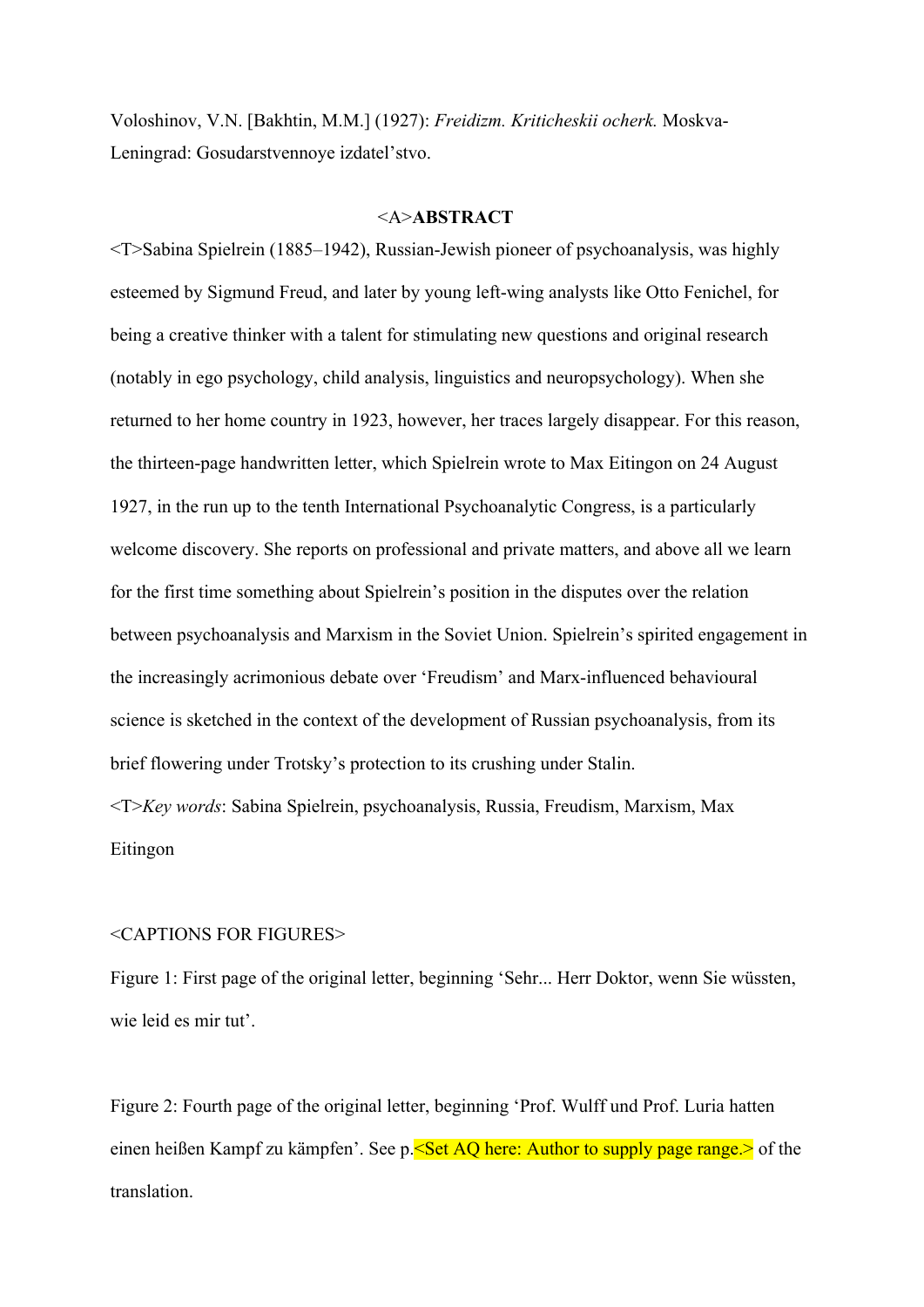Voloshinov, V.N. [Bakhtin, M.M.] (1927): *Freidizm. Kriticheskii ocherk.* Moskva-Leningrad: Gosudarstvennoye izdatel'stvo.

<A>**ABSTRACT**

<T>Sabina Spielrein (1885–1942), Russian-Jewish pioneer of psychoanalysis, was highly esteemed by Sigmund Freud, and later by young left-wing analysts like Otto Fenichel, for being a creative thinker with a talent for stimulating new questions and original research (notably in ego psychology, child analysis, linguistics and neuropsychology). When she returned to her home country in 1923, however, her traces largely disappear. For this reason, the thirteen-page handwritten letter, which Spielrein wrote to Max Eitingon on 24 August 1927, in the run up to the tenth International Psychoanalytic Congress, is a particularly welcome discovery. She reports on professional and private matters, and above all we learn for the first time something about Spielrein's position in the disputes over the relation between psychoanalysis and Marxism in the Soviet Union. Spielrein's spirited engagement in the increasingly acrimonious debate over 'Freudism' and Marx-influenced behavioural science is sketched in the context of the development of Russian psychoanalysis, from its brief flowering under Trotsky's protection to its crushing under Stalin.

<T>*Key words*: Sabina Spielrein, psychoanalysis, Russia, Freudism, Marxism, Max Eitingon

<CAPTIONS FOR FIGURES>

Figure 1: First page of the original letter, beginning 'Sehr... Herr Doktor, wenn Sie wüssten, wie leid es mir tut'.

Figure 2: Fourth page of the original letter, beginning 'Prof. Wulff und Prof. Luria hatten einen heißen Kampf zu kämpfen'. See p.<Set AQ here: Author to supply page range.> of the translation.